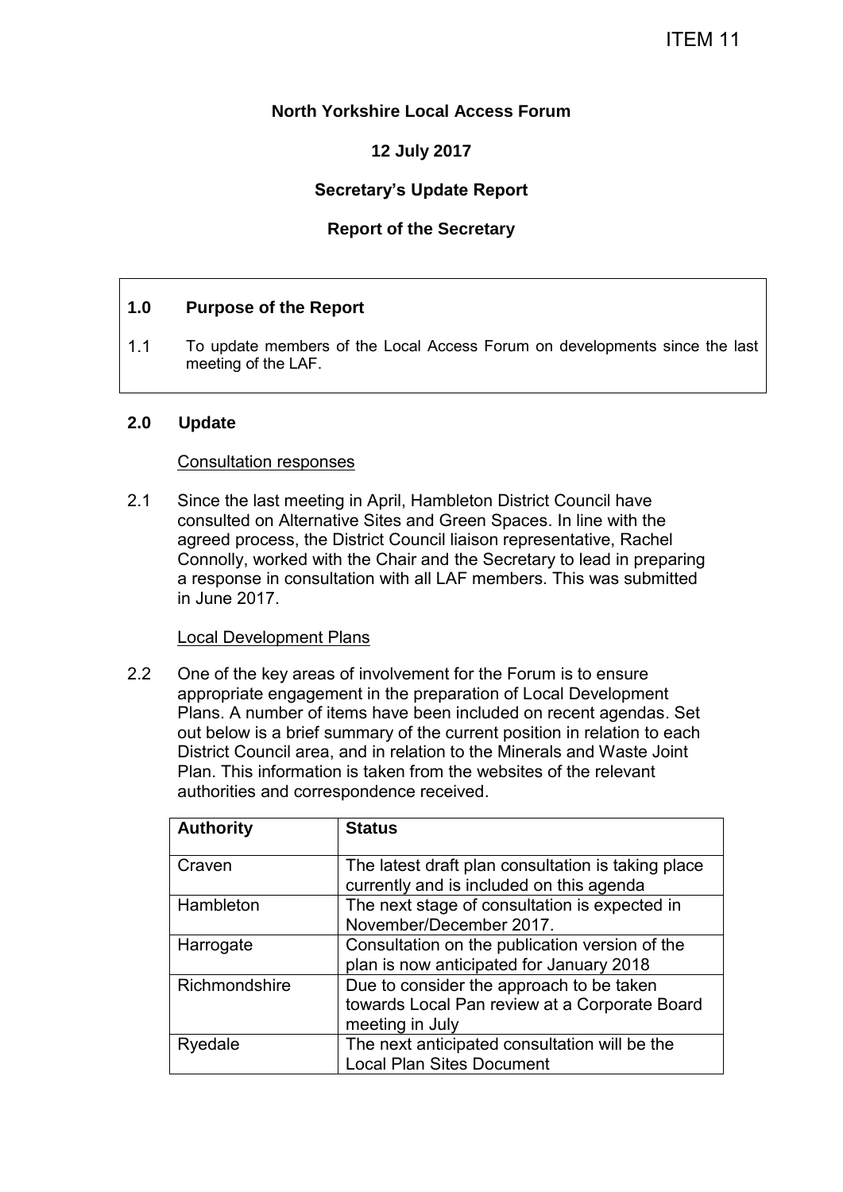ITEM 11

**North Yorkshire Local Access Forum**

**12 July 2017**

**Secretary's Update Report**

**Report of the Secretary**

## 1.0 Purpose of the Report

1.1 To update members of the Local Access Forum on developments since the last meeting of the LAF.

## 2.0 Update

Consultation responses

2.1 Since the last meeting in April, Hambleton District Council have consulted on Alternative Sites and Green Spaces. In line with the agreed process, the District Council liaison representative, Rachel Connolly, worked with the Chair and the Secretary to lead in preparing a response in consultation with all LAF members. This was submitted in June 2017.

Local Development Plans

2.2 One of the key areas of involvement for the Forum is to ensure appropriate engagement in the preparation of Local Development Plans. A number of items have been included on recent agendas. Set out below is a brief summary of the current position in relation to each District Council area, and in relation to the Minerals and Waste Joint Plan. This information is taken from the websites of the relevant authorities and correspondence received.

| **Authority** | **Status** |
| --- | --- |
| Craven | The latest draft plan consultation is taking place currently and is included on this agenda |
| Hambleton | The next stage of consultation is expected in November/December 2017. |
| Harrogate | Consultation on the publication version of the plan is now anticipated for January 2018 |
| Richmondshire | Due to consider the approach to be taken towards Local Pan review at a Corporate Board meeting in July |
| Ryedale | The next anticipated consultation will be the Local Plan Sites Document |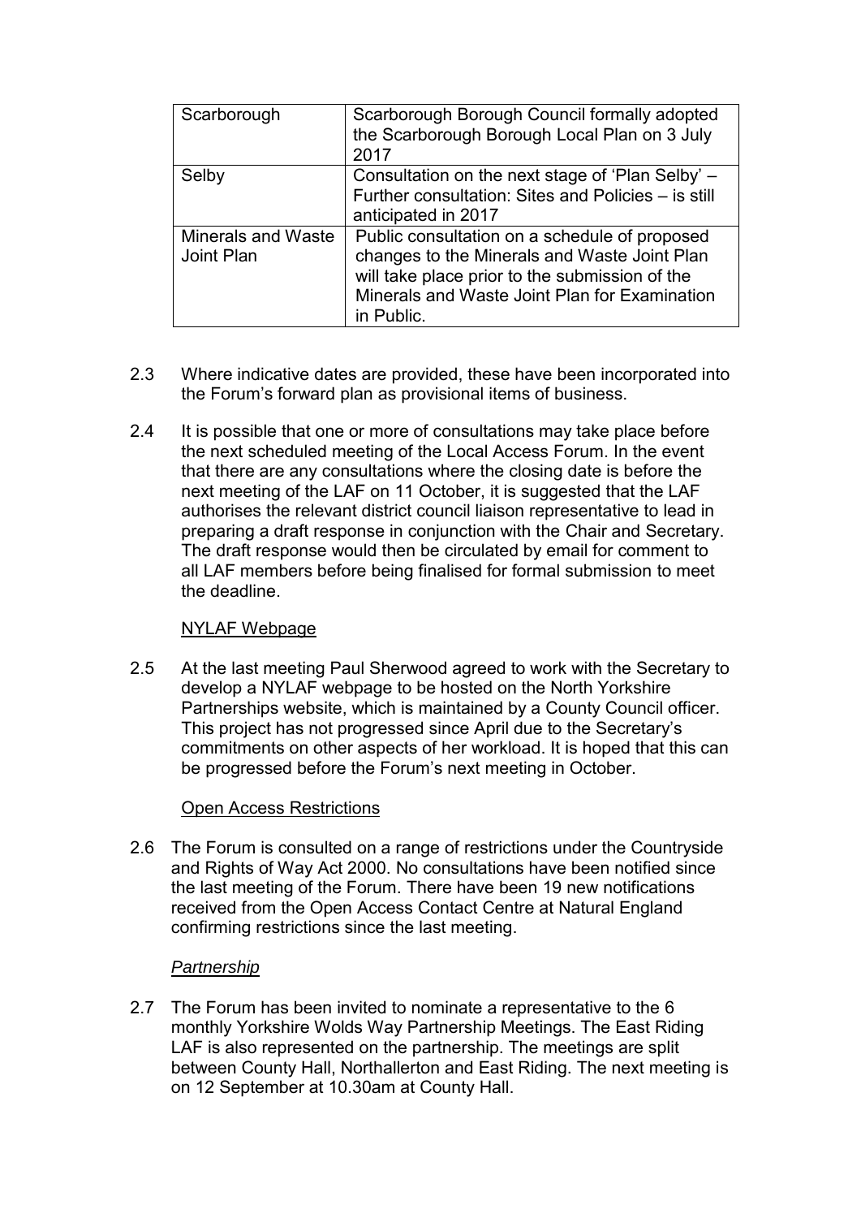| Scarborough | Scarborough Borough Council formally adopted the Scarborough Borough Local Plan on 3 July 2017 |
|---|---|
| Selby | Consultation on the next stage of 'Plan Selby' – Further consultation: Sites and Policies – is still anticipated in 2017 |
| Minerals and Waste Joint Plan | Public consultation on a schedule of proposed changes to the Minerals and Waste Joint Plan will take place prior to the submission of the Minerals and Waste Joint Plan for Examination in Public. |

2.3 Where indicative dates are provided, these have been incorporated into the Forum's forward plan as provisional items of business.

2.4 It is possible that one or more of consultations may take place before the next scheduled meeting of the Local Access Forum. In the event that there are any consultations where the closing date is before the next meeting of the LAF on 11 October, it is suggested that the LAF authorises the relevant district council liaison representative to lead in preparing a draft response in conjunction with the Chair and Secretary. The draft response would then be circulated by email for comment to all LAF members before being finalised for formal submission to meet the deadline.

<u>NYLAF Webpage</u>

2.5 At the last meeting Paul Sherwood agreed to work with the Secretary to develop a NYLAF webpage to be hosted on the North Yorkshire Partnerships website, which is maintained by a County Council officer. This project has not progressed since April due to the Secretary's commitments on other aspects of her workload. It is hoped that this can be progressed before the Forum's next meeting in October.

<u>Open Access Restrictions</u>

2.6 The Forum is consulted on a range of restrictions under the Countryside and Rights of Way Act 2000. No consultations have been notified since the last meeting of the Forum. There have been 19 new notifications received from the Open Access Contact Centre at Natural England confirming restrictions since the last meeting.

<u>*Partnership*</u>

2.7 The Forum has been invited to nominate a representative to the 6 monthly Yorkshire Wolds Way Partnership Meetings. The East Riding LAF is also represented on the partnership. The meetings are split between County Hall, Northallerton and East Riding. The next meeting is on 12 September at 10.30am at County Hall.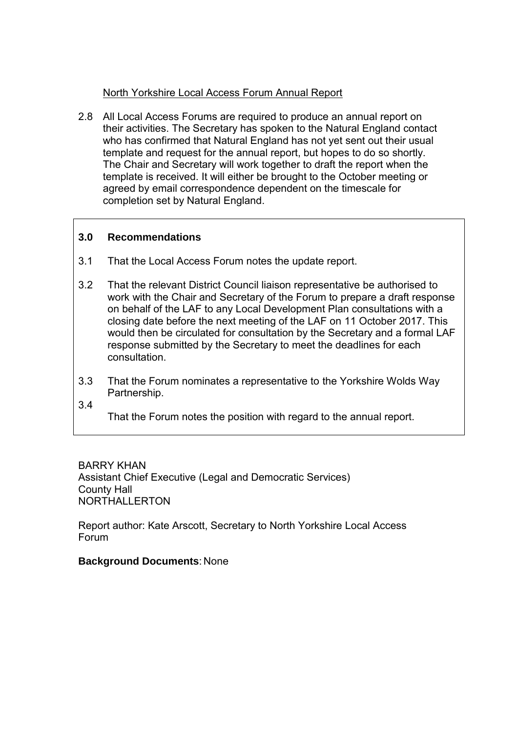North Yorkshire Local Access Forum Annual Report

2.8 All Local Access Forums are required to produce an annual report on their activities. The Secretary has spoken to the Natural England contact who has confirmed that Natural England has not yet sent out their usual template and request for the annual report, but hopes to do so shortly. The Chair and Secretary will work together to draft the report when the template is received. It will either be brought to the October meeting or agreed by email correspondence dependent on the timescale for completion set by Natural England.

## 3.0 Recommendations

3.1 That the Local Access Forum notes the update report.

3.2 That the relevant District Council liaison representative be authorised to work with the Chair and Secretary of the Forum to prepare a draft response on behalf of the LAF to any Local Development Plan consultations with a closing date before the next meeting of the LAF on 11 October 2017. This would then be circulated for consultation by the Secretary and a formal LAF response submitted by the Secretary to meet the deadlines for each consultation.

3.3 That the Forum nominates a representative to the Yorkshire Wolds Way Partnership.

3.4 That the Forum notes the position with regard to the annual report.

BARRY KHAN
Assistant Chief Executive (Legal and Democratic Services)
County Hall
NORTHALLERTON

Report author: Kate Arscott, Secretary to North Yorkshire Local Access Forum

**Background Documents**: None